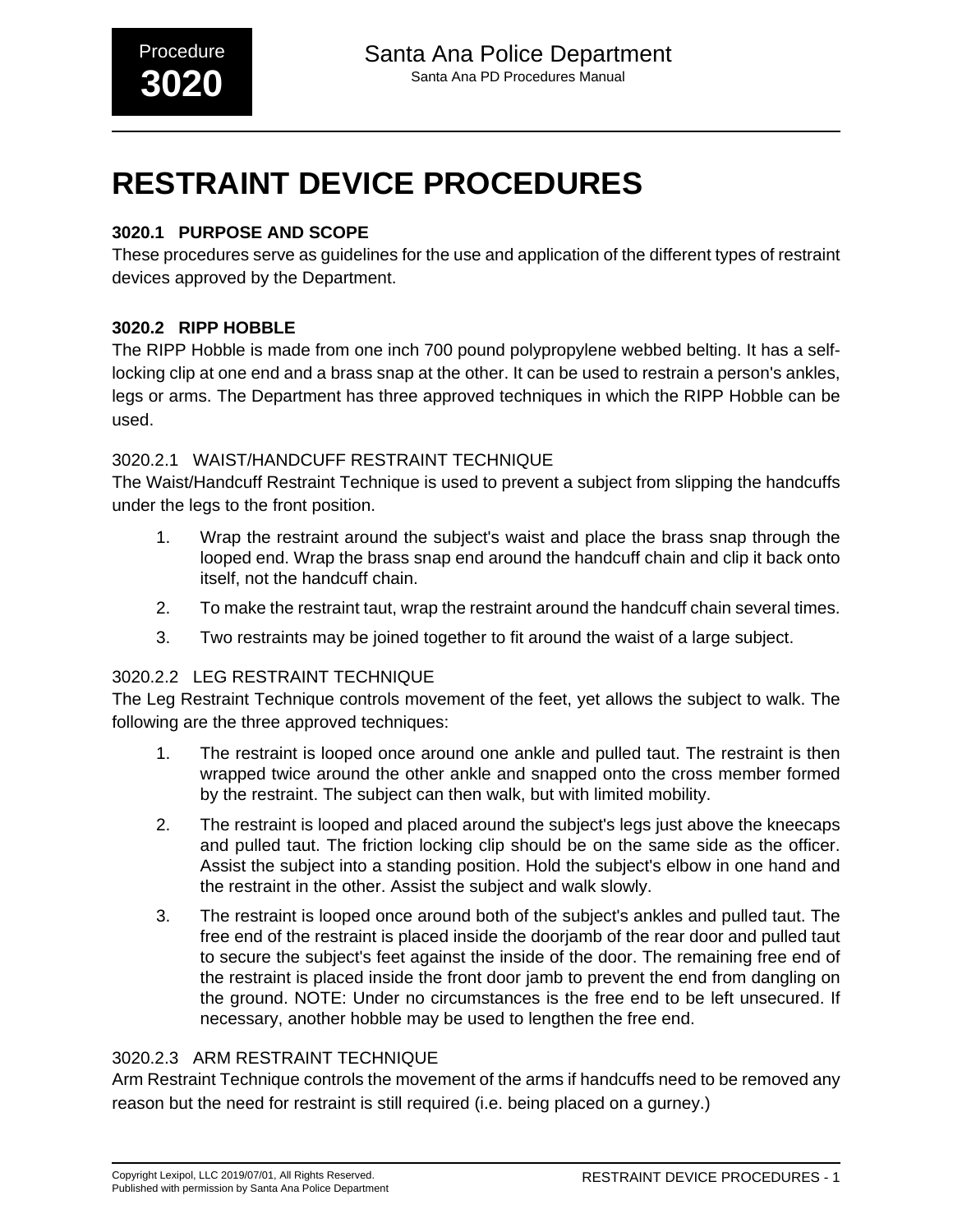Procedure **3020**

Santa Ana Police Department

Santa Ana PD Procedures Manual

# RESTRAINT DEVICE PROCEDURES

## 3020.1 PURPOSE AND SCOPE

These procedures serve as guidelines for the use and application of the different types of restraint devices approved by the Department.

## 3020.2 RIPP HOBBLE

The RIPP Hobble is made from one inch 700 pound polypropylene webbed belting. It has a self-locking clip at one end and a brass snap at the other. It can be used to restrain a person's ankles, legs or arms. The Department has three approved techniques in which the RIPP Hobble can be used.

### 3020.2.1 WAIST/HANDCUFF RESTRAINT TECHNIQUE

The Waist/Handcuff Restraint Technique is used to prevent a subject from slipping the handcuffs under the legs to the front position.

1. Wrap the restraint around the subject's waist and place the brass snap through the looped end. Wrap the brass snap end around the handcuff chain and clip it back onto itself, not the handcuff chain.
2. To make the restraint taut, wrap the restraint around the handcuff chain several times.
3. Two restraints may be joined together to fit around the waist of a large subject.

### 3020.2.2 LEG RESTRAINT TECHNIQUE

The Leg Restraint Technique controls movement of the feet, yet allows the subject to walk. The following are the three approved techniques:

1. The restraint is looped once around one ankle and pulled taut. The restraint is then wrapped twice around the other ankle and snapped onto the cross member formed by the restraint. The subject can then walk, but with limited mobility.
2. The restraint is looped and placed around the subject's legs just above the kneecaps and pulled taut. The friction locking clip should be on the same side as the officer. Assist the subject into a standing position. Hold the subject's elbow in one hand and the restraint in the other. Assist the subject and walk slowly.
3. The restraint is looped once around both of the subject's ankles and pulled taut. The free end of the restraint is placed inside the doorjamb of the rear door and pulled taut to secure the subject's feet against the inside of the door. The remaining free end of the restraint is placed inside the front door jamb to prevent the end from dangling on the ground. NOTE: Under no circumstances is the free end to be left unsecured. If necessary, another hobble may be used to lengthen the free end.

### 3020.2.3 ARM RESTRAINT TECHNIQUE

Arm Restraint Technique controls the movement of the arms if handcuffs need to be removed any reason but the need for restraint is still required (i.e. being placed on a gurney.)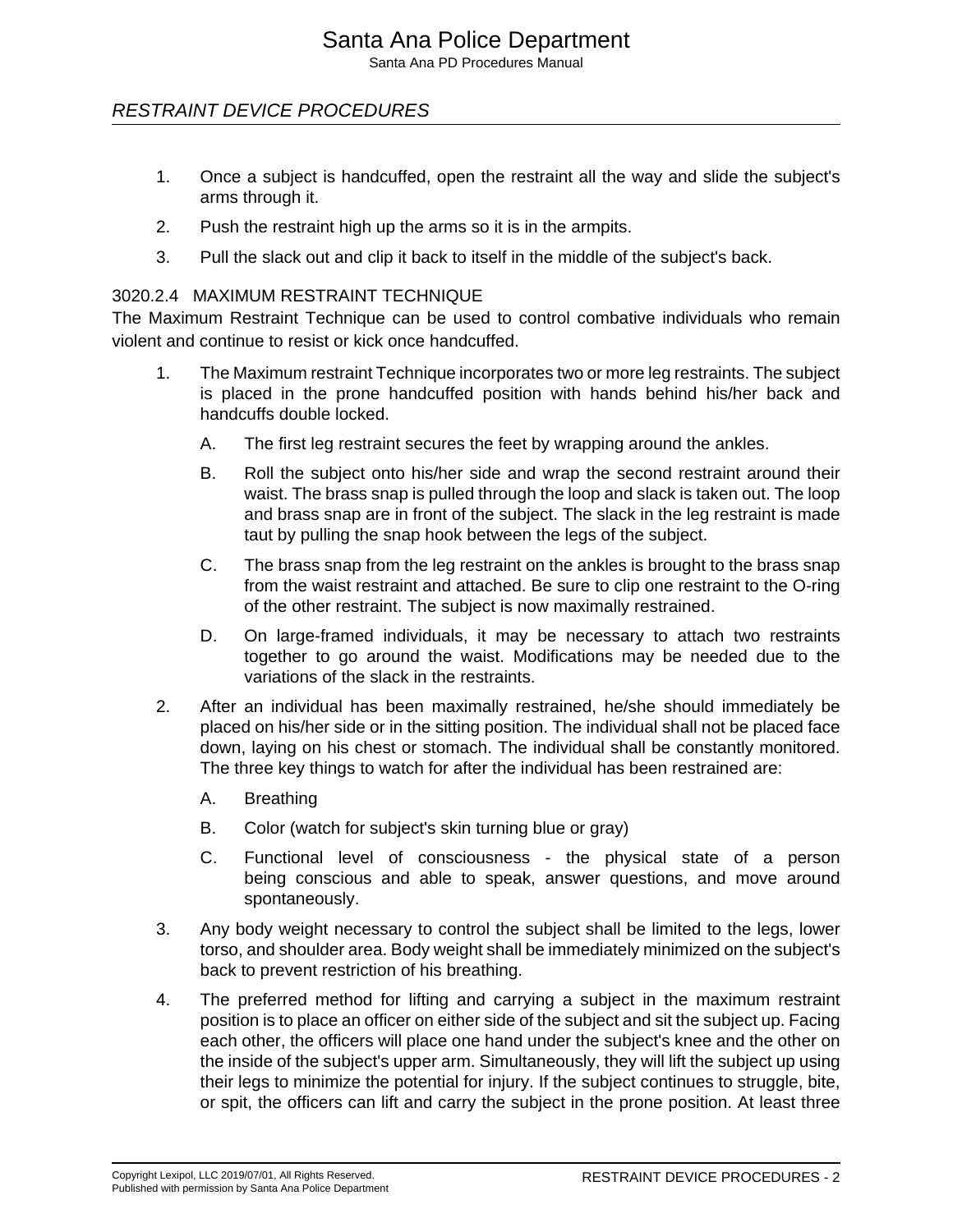1. Once a subject is handcuffed, open the restraint all the way and slide the subject's arms through it.

2. Push the restraint high up the arms so it is in the armpits.

3. Pull the slack out and clip it back to itself in the middle of the subject's back.

### 3020.2.4 MAXIMUM RESTRAINT TECHNIQUE

The Maximum Restraint Technique can be used to control combative individuals who remain violent and continue to resist or kick once handcuffed.

1. The Maximum restraint Technique incorporates two or more leg restraints. The subject is placed in the prone handcuffed position with hands behind his/her back and handcuffs double locked.

   A. The first leg restraint secures the feet by wrapping around the ankles.

   B. Roll the subject onto his/her side and wrap the second restraint around their waist. The brass snap is pulled through the loop and slack is taken out. The loop and brass snap are in front of the subject. The slack in the leg restraint is made taut by pulling the snap hook between the legs of the subject.

   C. The brass snap from the leg restraint on the ankles is brought to the brass snap from the waist restraint and attached. Be sure to clip one restraint to the O-ring of the other restraint. The subject is now maximally restrained.

   D. On large-framed individuals, it may be necessary to attach two restraints together to go around the waist. Modifications may be needed due to the variations of the slack in the restraints.

2. After an individual has been maximally restrained, he/she should immediately be placed on his/her side or in the sitting position. The individual shall not be placed face down, laying on his chest or stomach. The individual shall be constantly monitored. The three key things to watch for after the individual has been restrained are:

   A. Breathing

   B. Color (watch for subject's skin turning blue or gray)

   C. Functional level of consciousness - the physical state of a person being conscious and able to speak, answer questions, and move around spontaneously.

3. Any body weight necessary to control the subject shall be limited to the legs, lower torso, and shoulder area. Body weight shall be immediately minimized on the subject's back to prevent restriction of his breathing.

4. The preferred method for lifting and carrying a subject in the maximum restraint position is to place an officer on either side of the subject and sit the subject up. Facing each other, the officers will place one hand under the subject's knee and the other on the inside of the subject's upper arm. Simultaneously, they will lift the subject up using their legs to minimize the potential for injury. If the subject continues to struggle, bite, or spit, the officers can lift and carry the subject in the prone position. At least three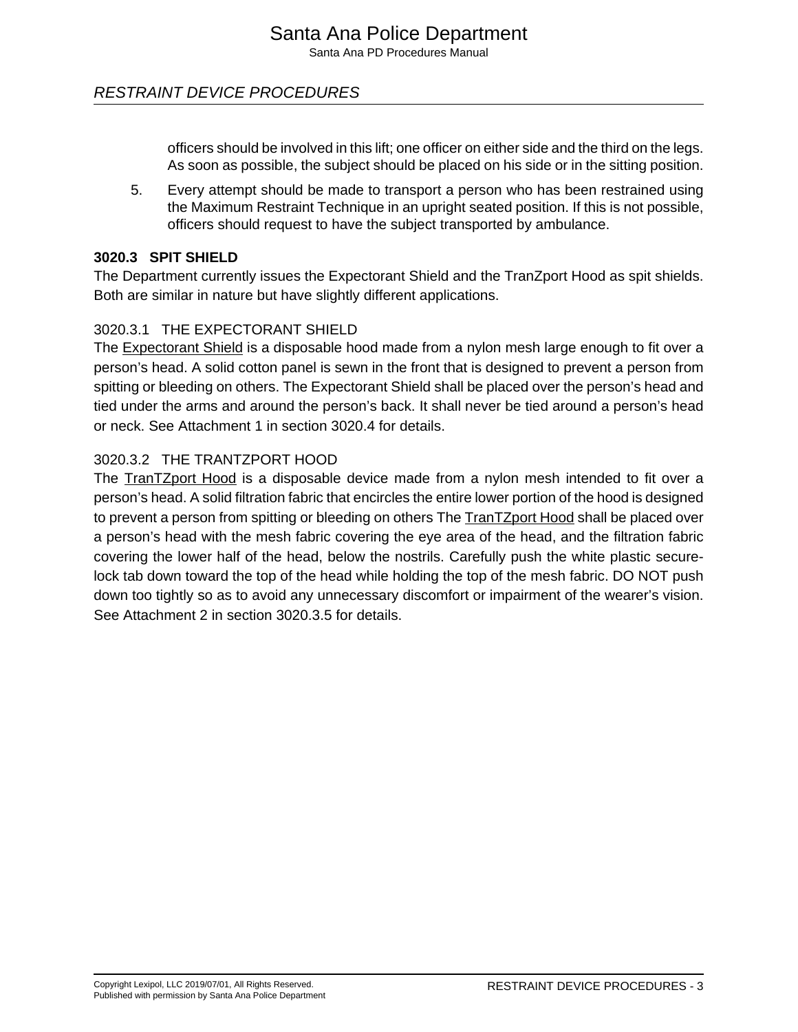officers should be involved in this lift; one officer on either side and the third on the legs. As soon as possible, the subject should be placed on his side or in the sitting position.

5. Every attempt should be made to transport a person who has been restrained using the Maximum Restraint Technique in an upright seated position. If this is not possible, officers should request to have the subject transported by ambulance.

## 3020.3 SPIT SHIELD

The Department currently issues the Expectorant Shield and the TranZport Hood as spit shields. Both are similar in nature but have slightly different applications.

### 3020.3.1 THE EXPECTORANT SHIELD

The Expectorant Shield is a disposable hood made from a nylon mesh large enough to fit over a person's head. A solid cotton panel is sewn in the front that is designed to prevent a person from spitting or bleeding on others. The Expectorant Shield shall be placed over the person's head and tied under the arms and around the person's back. It shall never be tied around a person's head or neck. See Attachment 1 in section 3020.4 for details.

### 3020.3.2 THE TRANTZPORT HOOD

The TranTZport Hood is a disposable device made from a nylon mesh intended to fit over a person's head. A solid filtration fabric that encircles the entire lower portion of the hood is designed to prevent a person from spitting or bleeding on others The TranTZport Hood shall be placed over a person's head with the mesh fabric covering the eye area of the head, and the filtration fabric covering the lower half of the head, below the nostrils. Carefully push the white plastic secure-lock tab down toward the top of the head while holding the top of the mesh fabric. DO NOT push down too tightly so as to avoid any unnecessary discomfort or impairment of the wearer's vision. See Attachment 2 in section 3020.3.5 for details.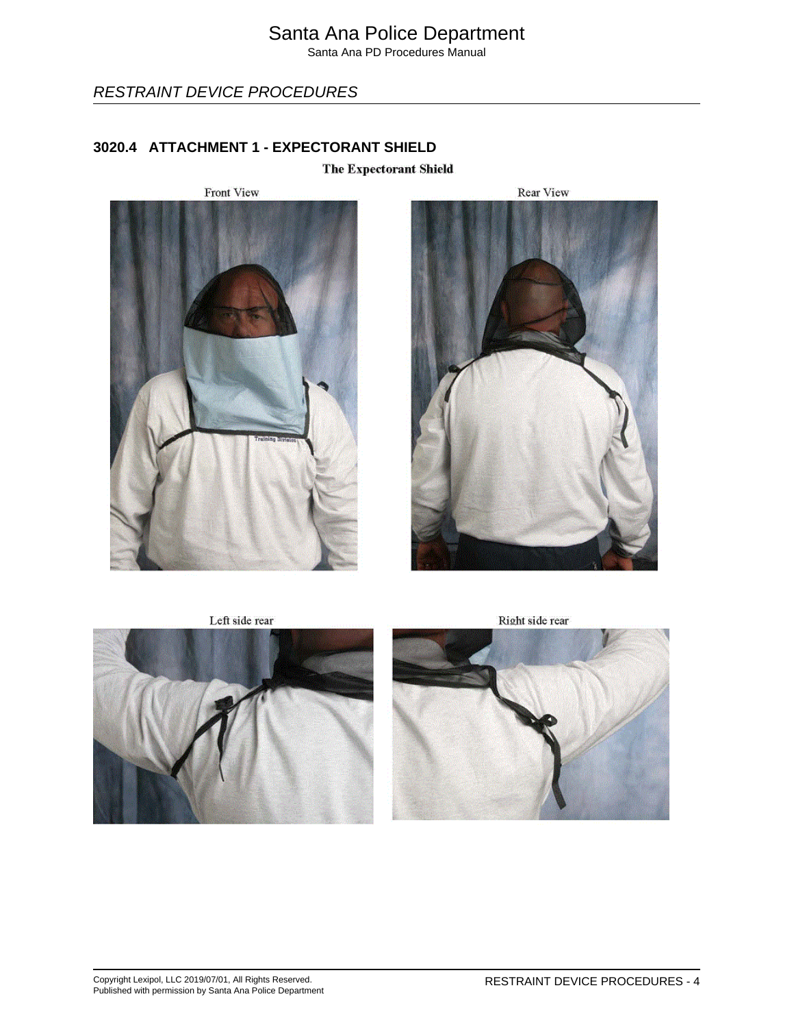## 3020.4 ATTACHMENT 1 - EXPECTORANT SHIELD

**The Expectorant Shield**

Front View

Rear View

Left side rear

Right side rear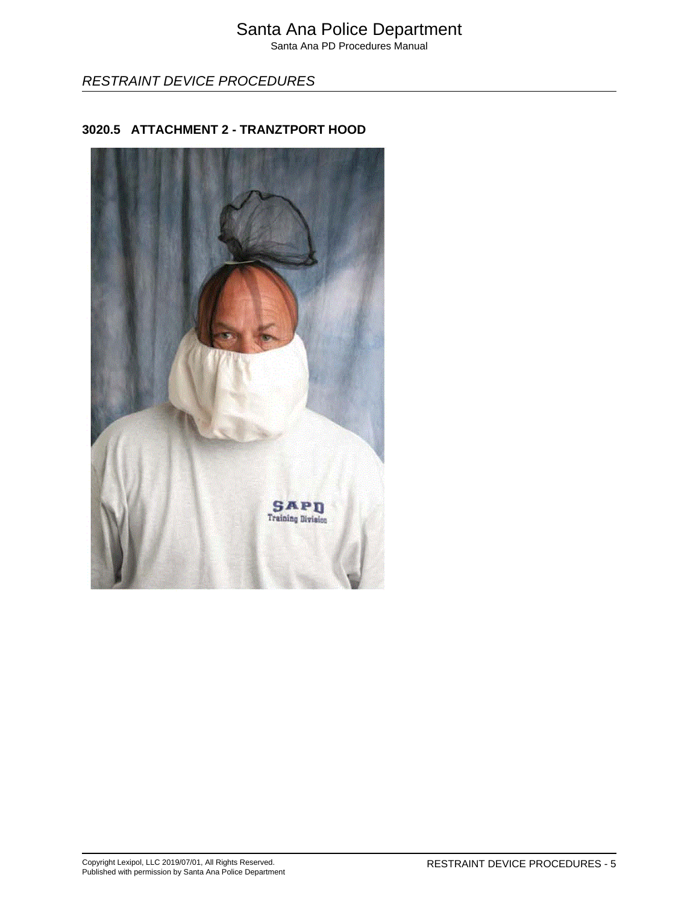## RESTRAINT DEVICE PROCEDURES

### 3020.5 ATTACHMENT 2 - TRANZTPORT HOOD